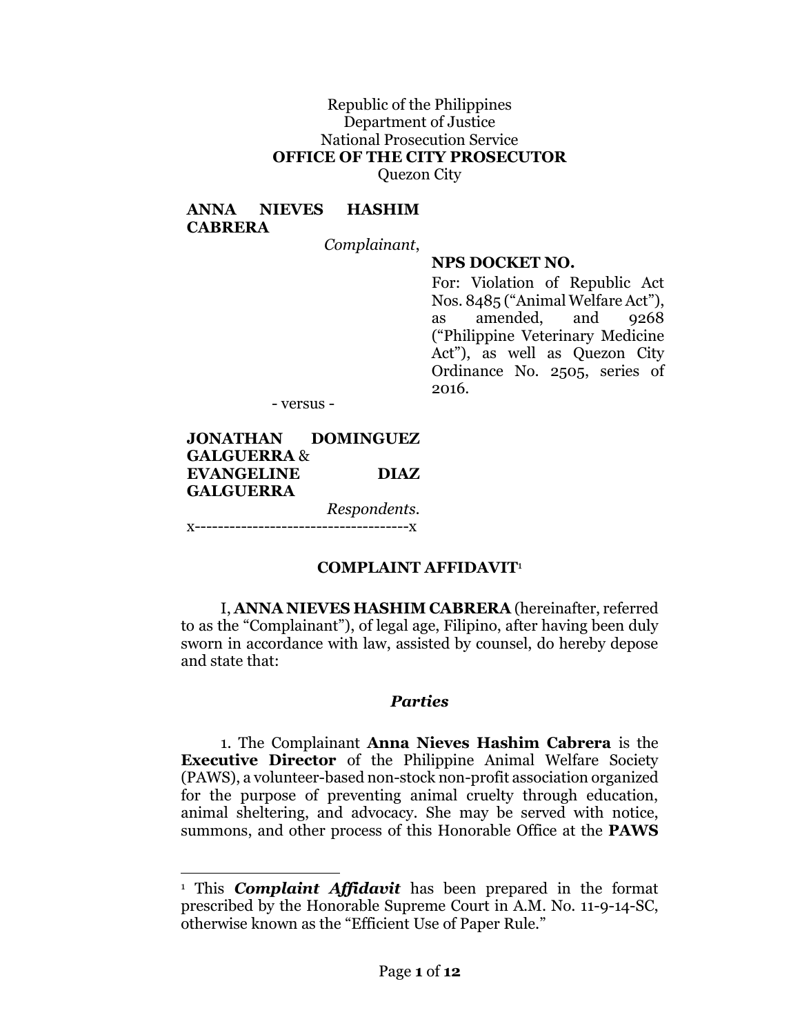Republic of the Philippines
Department of Justice
National Prosecution Service
**OFFICE OF THE CITY PROSECUTOR**
Quezon City

**ANNA NIEVES HASHIM CABRERA**
*Complainant*,

**NPS DOCKET NO.**
For: Violation of Republic Act Nos. 8485 ("Animal Welfare Act"), as amended, and 9268 ("Philippine Veterinary Medicine Act"), as well as Quezon City Ordinance No. 2505, series of 2016.

- versus -

**JONATHAN DOMINGUEZ GALGUERRA** & **EVANGELINE DIAZ GALGUERRA**
*Respondents*.
x-------------------------------------x

## COMPLAINT AFFIDAVIT[1]

I, **ANNA NIEVES HASHIM CABRERA** (hereinafter, referred to as the "Complainant"), of legal age, Filipino, after having been duly sworn in accordance with law, assisted by counsel, do hereby depose and state that:

### *Parties*

1. The Complainant **Anna Nieves Hashim Cabrera** is the **Executive Director** of the Philippine Animal Welfare Society (PAWS), a volunteer-based non-stock non-profit association organized for the purpose of preventing animal cruelty through education, animal sheltering, and advocacy. She may be served with notice, summons, and other process of this Honorable Office at the **PAWS**

---

[1] This ***Complaint Affidavit*** has been prepared in the format prescribed by the Honorable Supreme Court in A.M. No. 11-9-14-SC, otherwise known as the "Efficient Use of Paper Rule."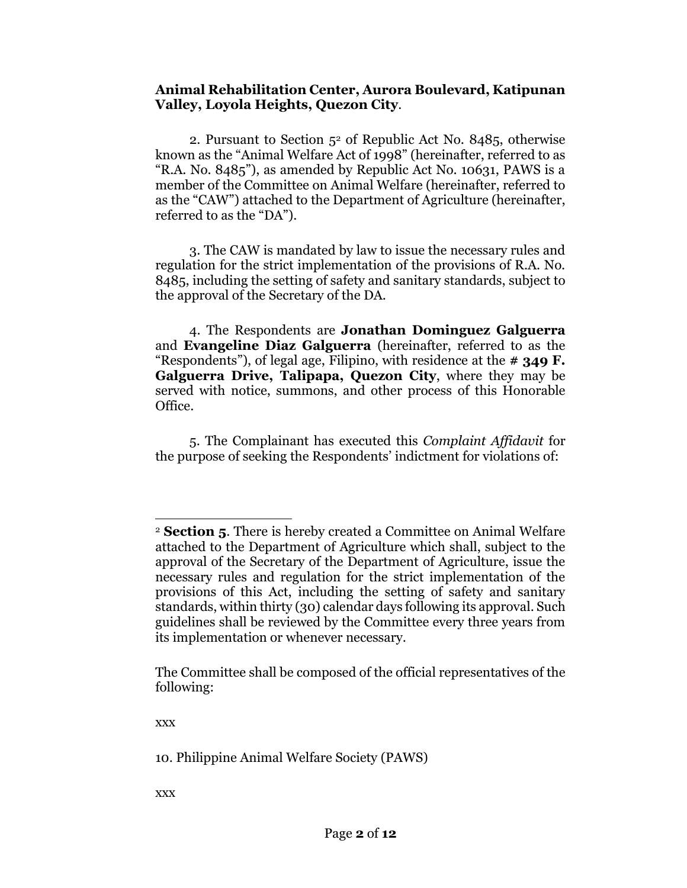**Animal Rehabilitation Center, Aurora Boulevard, Katipunan Valley, Loyola Heights, Quezon City**.

2. Pursuant to Section 5[2] of Republic Act No. 8485, otherwise known as the "Animal Welfare Act of 1998" (hereinafter, referred to as "R.A. No. 8485"), as amended by Republic Act No. 10631, PAWS is a member of the Committee on Animal Welfare (hereinafter, referred to as the "CAW") attached to the Department of Agriculture (hereinafter, referred to as the "DA").

3. The CAW is mandated by law to issue the necessary rules and regulation for the strict implementation of the provisions of R.A. No. 8485, including the setting of safety and sanitary standards, subject to the approval of the Secretary of the DA.

4. The Respondents are **Jonathan Dominguez Galguerra** and **Evangeline Diaz Galguerra** (hereinafter, referred to as the "Respondents"), of legal age, Filipino, with residence at the **# 349 F. Galguerra Drive, Talipapa, Quezon City**, where they may be served with notice, summons, and other process of this Honorable Office.

5. The Complainant has executed this *Complaint Affidavit* for the purpose of seeking the Respondents' indictment for violations of:

---

[2] **Section 5**. There is hereby created a Committee on Animal Welfare attached to the Department of Agriculture which shall, subject to the approval of the Secretary of the Department of Agriculture, issue the necessary rules and regulation for the strict implementation of the provisions of this Act, including the setting of safety and sanitary standards, within thirty (30) calendar days following its approval. Such guidelines shall be reviewed by the Committee every three years from its implementation or whenever necessary.

The Committee shall be composed of the official representatives of the following:

xxx

10. Philippine Animal Welfare Society (PAWS)

xxx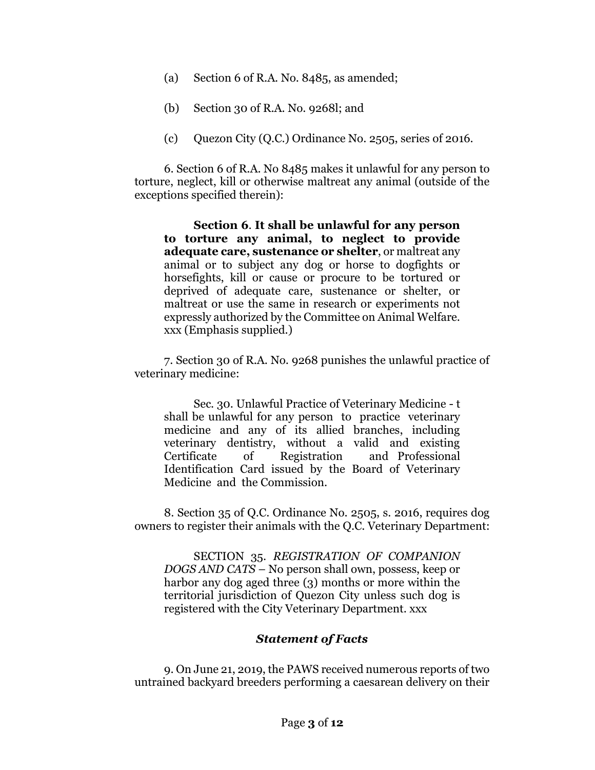(a) Section 6 of R.A. No. 8485, as amended;

(b) Section 30 of R.A. No. 9268l; and

(c) Quezon City (Q.C.) Ordinance No. 2505, series of 2016.

6. Section 6 of R.A. No 8485 makes it unlawful for any person to torture, neglect, kill or otherwise maltreat any animal (outside of the exceptions specified therein):

> **Section 6**. **It shall be unlawful for any person to torture any animal, to neglect to provide adequate care, sustenance or shelter**, or maltreat any animal or to subject any dog or horse to dogfights or horsefights, kill or cause or procure to be tortured or deprived of adequate care, sustenance or shelter, or maltreat or use the same in research or experiments not expressly authorized by the Committee on Animal Welfare. xxx (Emphasis supplied.)

7. Section 30 of R.A. No. 9268 punishes the unlawful practice of veterinary medicine:

> Sec. 30. Unlawful Practice of Veterinary Medicine - t shall be unlawful for any person to practice veterinary medicine and any of its allied branches, including veterinary dentistry, without a valid and existing Certificate of Registration and Professional Identification Card issued by the Board of Veterinary Medicine and the Commission.

8. Section 35 of Q.C. Ordinance No. 2505, s. 2016, requires dog owners to register their animals with the Q.C. Veterinary Department:

> SECTION 35. *REGISTRATION OF COMPANION DOGS AND CATS* – No person shall own, possess, keep or harbor any dog aged three (3) months or more within the territorial jurisdiction of Quezon City unless such dog is registered with the City Veterinary Department. xxx

### ***Statement of Facts***

9. On June 21, 2019, the PAWS received numerous reports of two untrained backyard breeders performing a caesarean delivery on their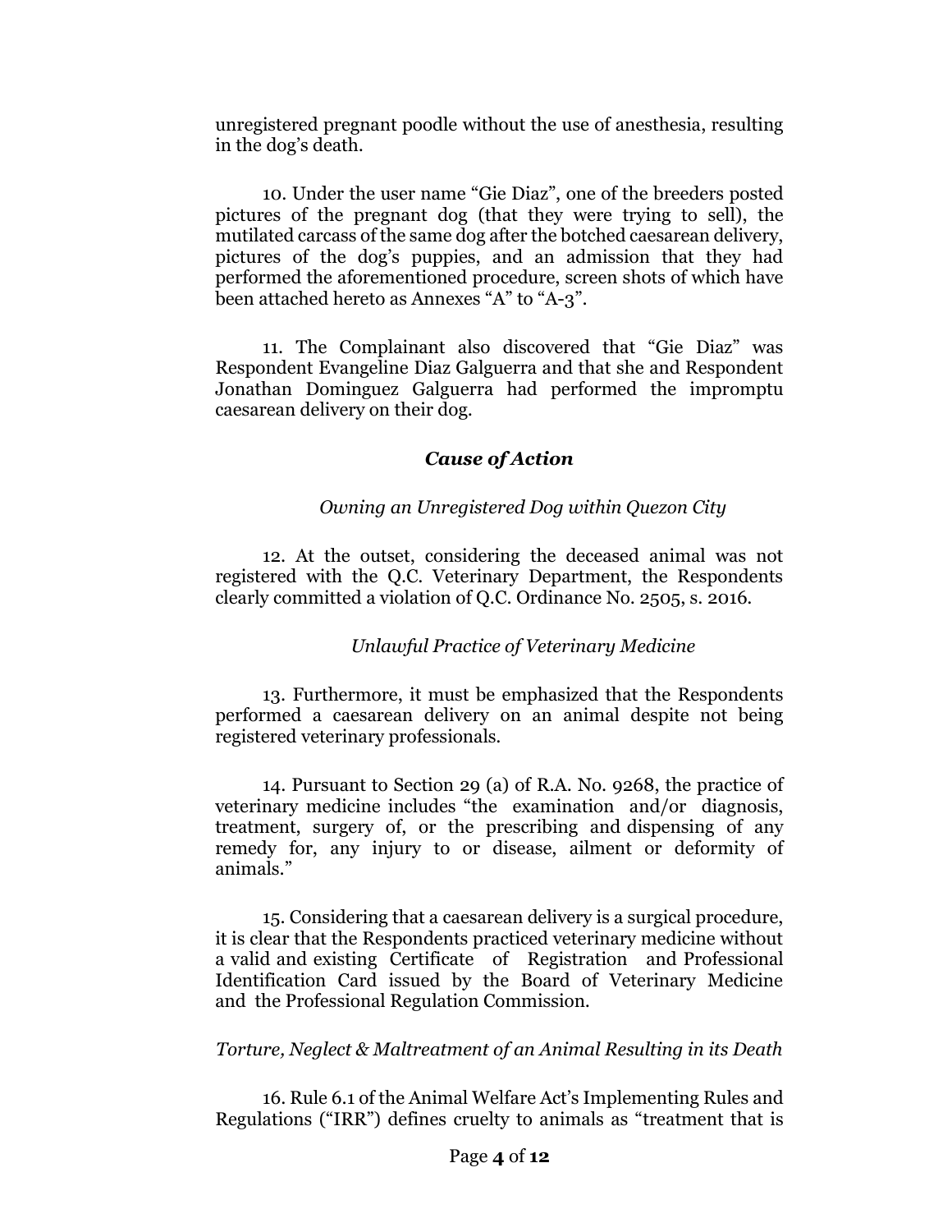unregistered pregnant poodle without the use of anesthesia, resulting in the dog's death.

10. Under the user name "Gie Diaz", one of the breeders posted pictures of the pregnant dog (that they were trying to sell), the mutilated carcass of the same dog after the botched caesarean delivery, pictures of the dog's puppies, and an admission that they had performed the aforementioned procedure, screen shots of which have been attached hereto as Annexes "A" to "A-3".

11. The Complainant also discovered that "Gie Diaz" was Respondent Evangeline Diaz Galguerra and that she and Respondent Jonathan Dominguez Galguerra had performed the impromptu caesarean delivery on their dog.

### *Cause of Action*

*Owning an Unregistered Dog within Quezon City*

12. At the outset, considering the deceased animal was not registered with the Q.C. Veterinary Department, the Respondents clearly committed a violation of Q.C. Ordinance No. 2505, s. 2016.

*Unlawful Practice of Veterinary Medicine*

13. Furthermore, it must be emphasized that the Respondents performed a caesarean delivery on an animal despite not being registered veterinary professionals.

14. Pursuant to Section 29 (a) of R.A. No. 9268, the practice of veterinary medicine includes "the examination and/or diagnosis, treatment, surgery of, or the prescribing and dispensing of any remedy for, any injury to or disease, ailment or deformity of animals."

15. Considering that a caesarean delivery is a surgical procedure, it is clear that the Respondents practiced veterinary medicine without a valid and existing Certificate of Registration and Professional Identification Card issued by the Board of Veterinary Medicine and the Professional Regulation Commission.

*Torture, Neglect & Maltreatment of an Animal Resulting in its Death*

16. Rule 6.1 of the Animal Welfare Act's Implementing Rules and Regulations ("IRR") defines cruelty to animals as "treatment that is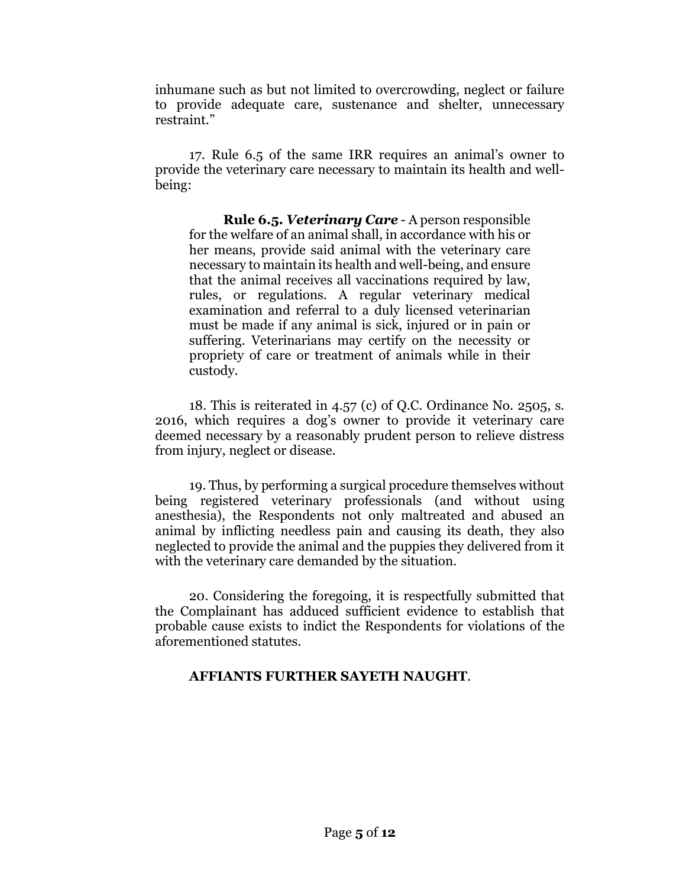inhumane such as but not limited to overcrowding, neglect or failure to provide adequate care, sustenance and shelter, unnecessary restraint."

17. Rule 6.5 of the same IRR requires an animal's owner to provide the veterinary care necessary to maintain its health and well-being:

> **Rule 6.5. *Veterinary Care*** - A person responsible for the welfare of an animal shall, in accordance with his or her means, provide said animal with the veterinary care necessary to maintain its health and well-being, and ensure that the animal receives all vaccinations required by law, rules, or regulations. A regular veterinary medical examination and referral to a duly licensed veterinarian must be made if any animal is sick, injured or in pain or suffering. Veterinarians may certify on the necessity or propriety of care or treatment of animals while in their custody.

18. This is reiterated in 4.57 (c) of Q.C. Ordinance No. 2505, s. 2016, which requires a dog's owner to provide it veterinary care deemed necessary by a reasonably prudent person to relieve distress from injury, neglect or disease.

19. Thus, by performing a surgical procedure themselves without being registered veterinary professionals (and without using anesthesia), the Respondents not only maltreated and abused an animal by inflicting needless pain and causing its death, they also neglected to provide the animal and the puppies they delivered from it with the veterinary care demanded by the situation.

20. Considering the foregoing, it is respectfully submitted that the Complainant has adduced sufficient evidence to establish that probable cause exists to indict the Respondents for violations of the aforementioned statutes.

**AFFIANTS FURTHER SAYETH NAUGHT**.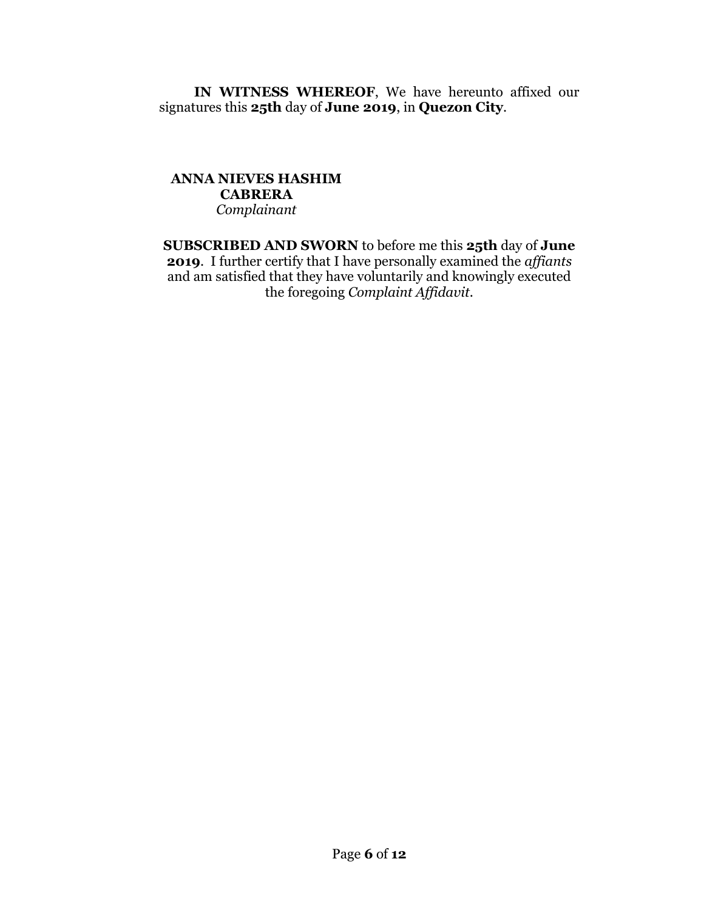**IN WITNESS WHEREOF**, We have hereunto affixed our signatures this **25th** day of **June 2019**, in **Quezon City**.

**ANNA NIEVES HASHIM CABRERA**
*Complainant*

**SUBSCRIBED AND SWORN** to before me this **25th** day of **June 2019**. I further certify that I have personally examined the *affiants* and am satisfied that they have voluntarily and knowingly executed the foregoing *Complaint Affidavit*.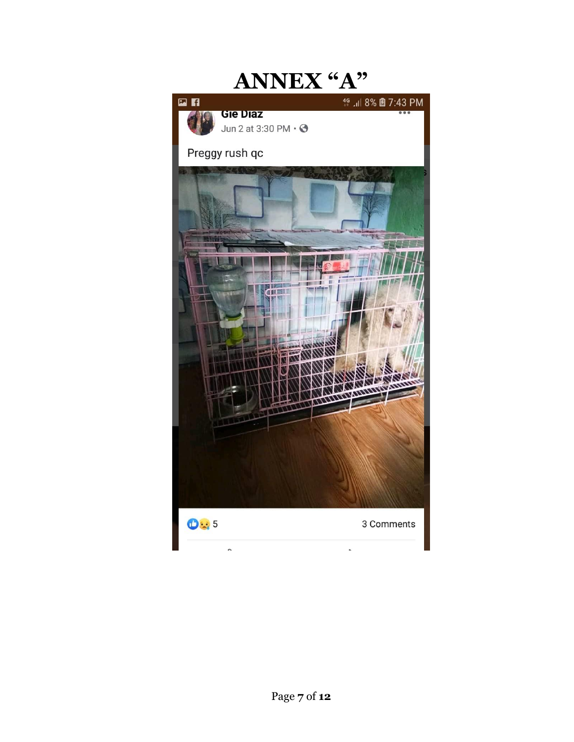# ANNEX "A"

4G .ıl 8% 7:43 PM

**Gie Diaz**

Jun 2 at 3:30 PM ·

Preggy rush qc

5

3 Comments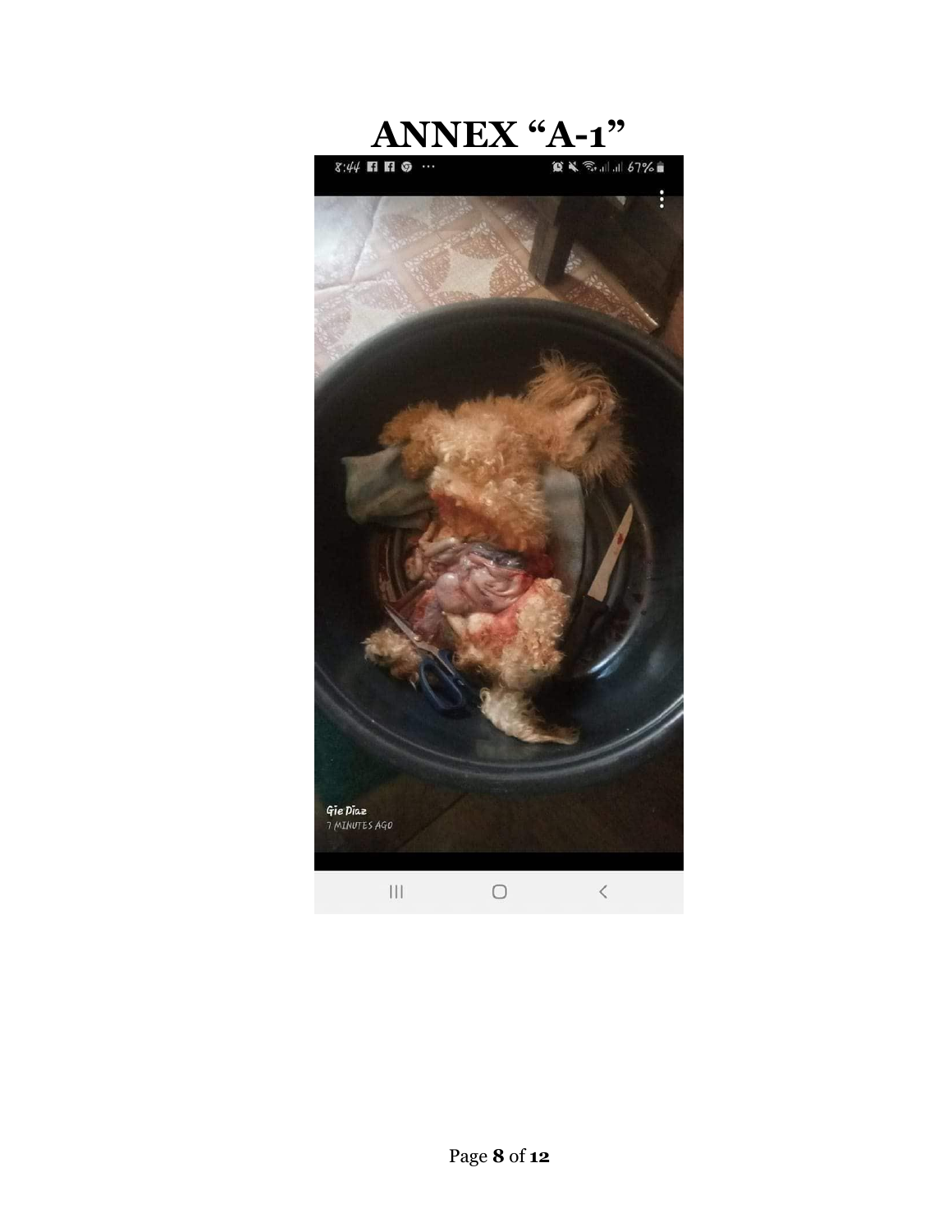# ANNEX "A-1"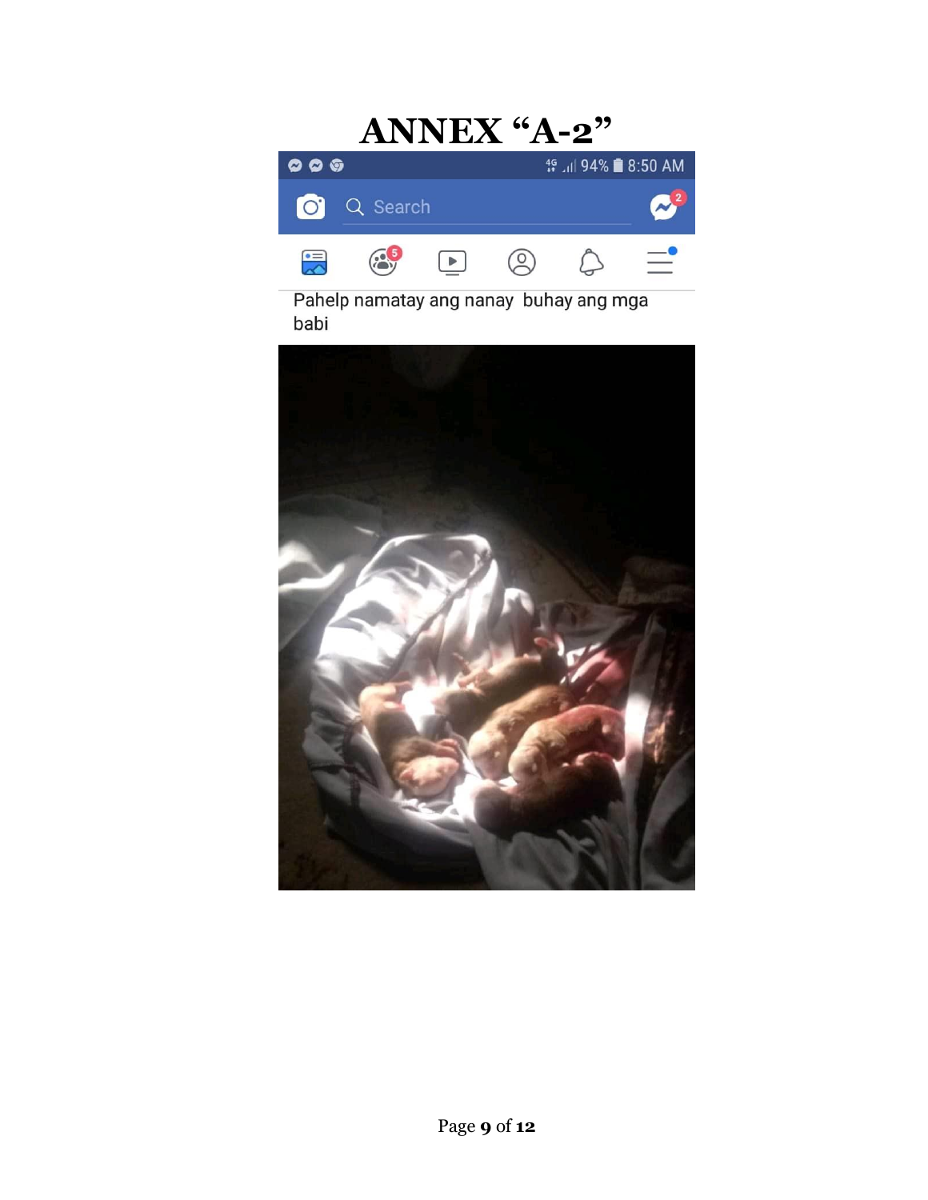# ANNEX "A-2"

Pahelp namatay ang nanay buhay ang mga babi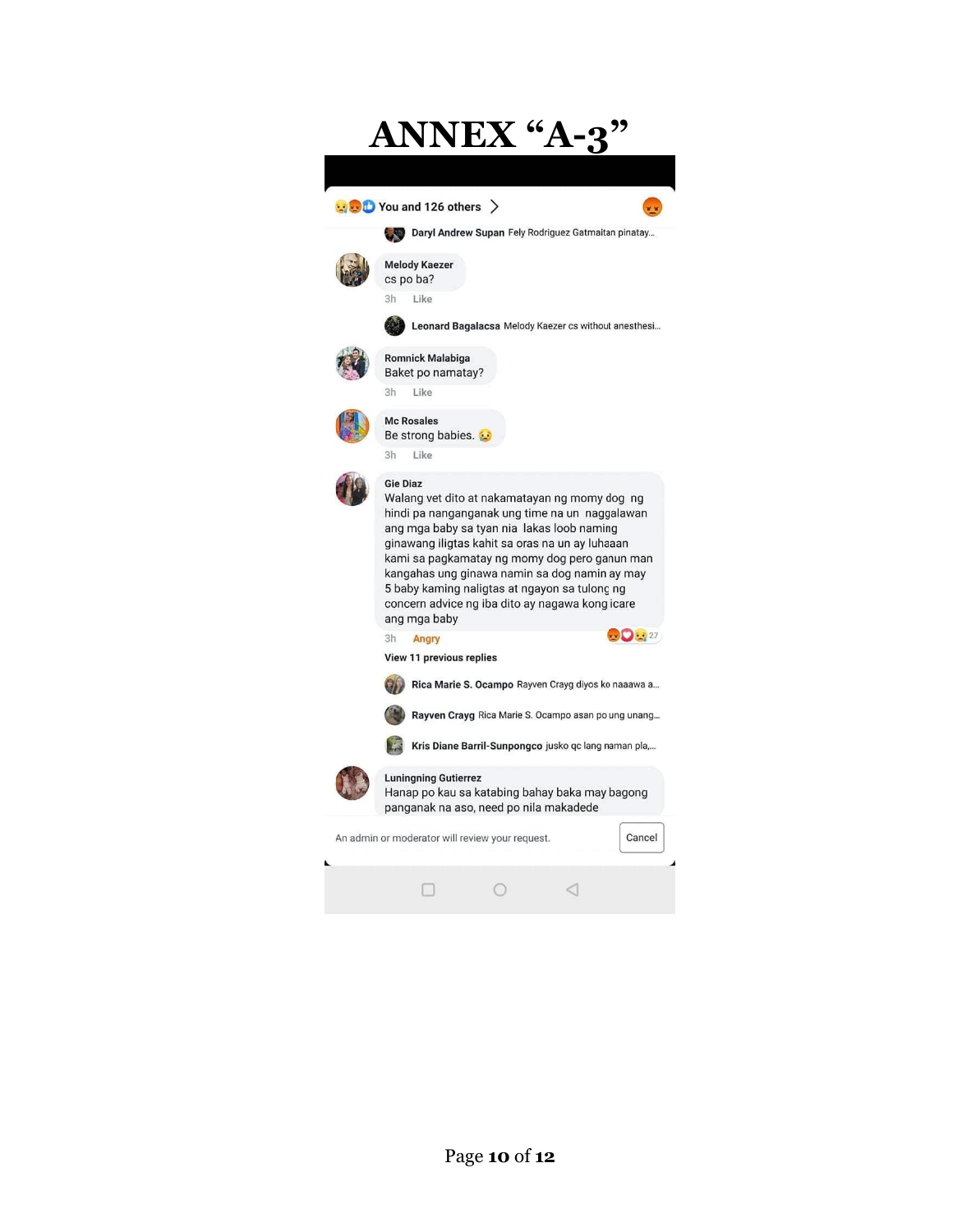# ANNEX "A-3"

You and 126 others

**Daryl Andrew Supan** Fely Rodriguez Gatmaitan pinatay...

**Melody Kaezer**
cs po ba?
3h Like

**Leonard Bagalacsa** Melody Kaezer cs without anesthesi...

**Romnick Malabiga**
Baket po namatay?
3h Like

**Mc Rosales**
Be strong babies. 😥
3h Like

**Gie Diaz**
Walang vet dito at nakamatayan ng momy dog ng hindi pa nanganganak ung time na un naggalawan ang mga baby sa tyan nia lakas loob naming ginawang iligtas kahit sa oras na un ay luhaaan kami sa pagkamatay ng momy dog pero ganun man kangahas ung ginawa namin sa dog namin ay may 5 baby kaming naligtas at ngayon sa tulong ng concern advice ng iba dito ay nagawa kong icare ang mga baby
3h Angry 27

View 11 previous replies

**Rica Marie S. Ocampo** Rayven Crayg diyos ko naaawa a...

**Rayven Crayg** Rica Marie S. Ocampo asan po ung unang...

**Kris Diane Barril-Sunpongco** jusko qc lang naman pla,...

**Luningning Gutierrez**
Hanap po kau sa katabing bahay baka may bagong panganak na aso, need po nila makadede

An admin or moderator will review your request. Cancel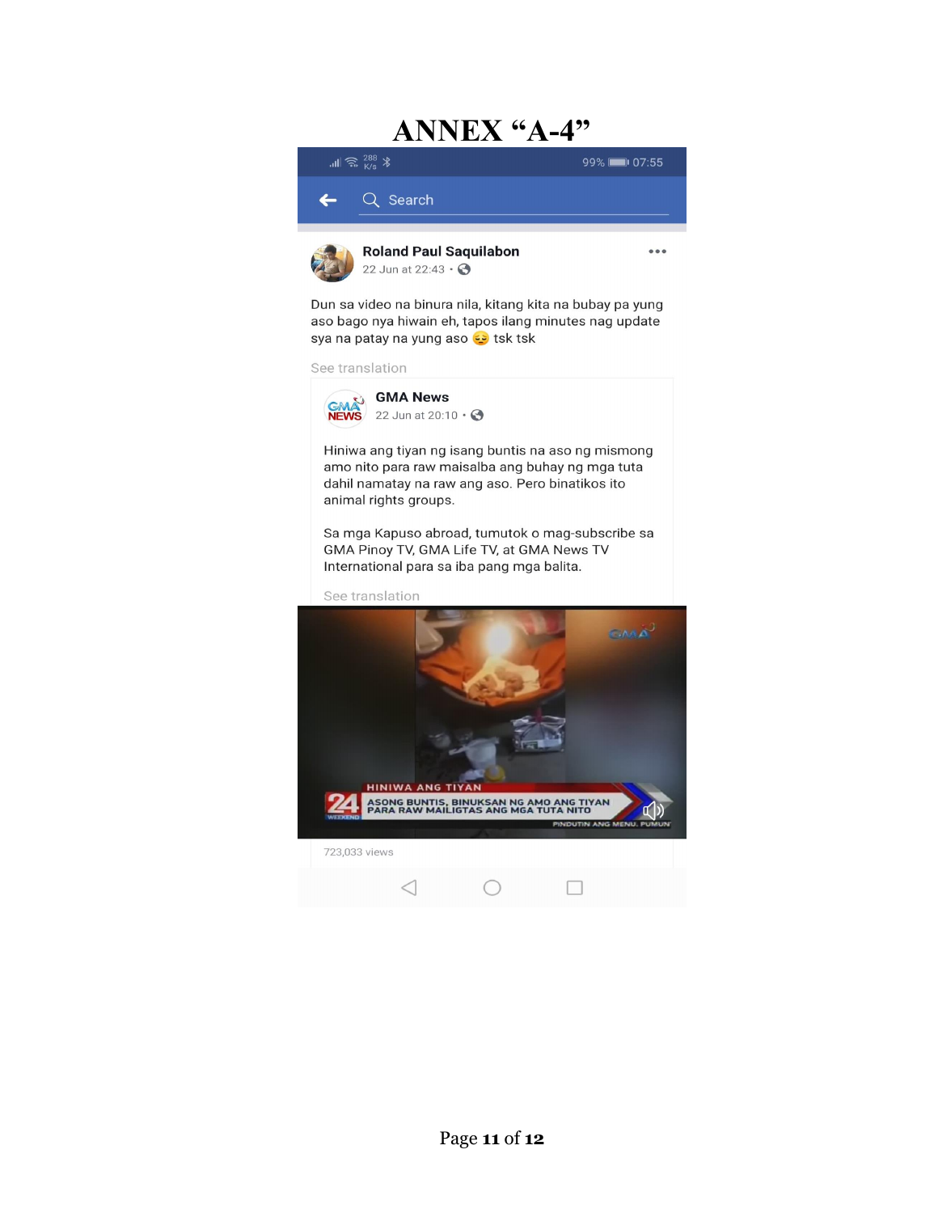# ANNEX "A-4"

Search

**Roland Paul Saquilabon**
22 Jun at 22:43 ·

Dun sa video na binura nila, kitang kita na bubay pa yung aso bago nya hiwain eh, tapos ilang minutes nag update sya na patay na yung aso 😔 tsk tsk

See translation

**GMA News**
22 Jun at 20:10 ·

Hiniwa ang tiyan ng isang buntis na aso ng mismong amo nito para raw maisalba ang buhay ng mga tuta dahil namatay na raw ang aso. Pero binatikos ito animal rights groups.

Sa mga Kapuso abroad, tumutok o mag-subscribe sa GMA Pinoy TV, GMA Life TV, at GMA News TV International para sa iba pang mga balita.

See translation

HINIWA ANG TIYAN

ASONG BUNTIS, BINUKSAN NG AMO ANG TIYAN PARA RAW MAILIGTAS ANG MGA TUTA NITO

PINDUTIN ANG MENU. PUMUN

723,033 views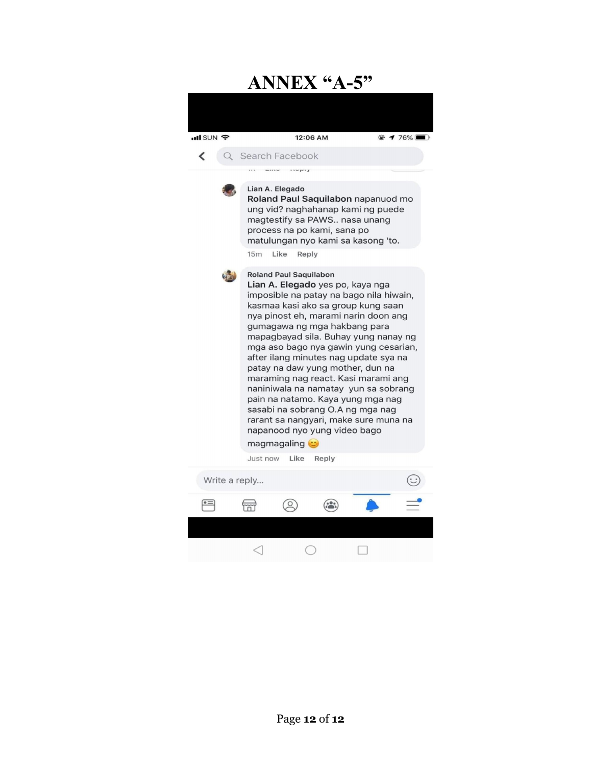# ANNEX "A-5"

SUN 12:06 AM 76%

Search Facebook

**Lian A. Elegado**
**Roland Paul Saquilabon** napanuod mo ung vid? naghahanap kami ng puede magtestify sa PAWS.. nasa unang process na po kami, sana po matulungan nyo kami sa kasong 'to.

15m Like Reply

**Roland Paul Saquilabon**
**Lian A. Elegado** yes po, kaya nga imposible na patay na bago nila hiwain, kasmaa kasi ako sa group kung saan nya pinost eh, marami narin doon ang gumagawa ng mga hakbang para mapagbayad sila. Buhay yung nanay ng mga aso bago nya gawin yung cesarian, after ilang minutes nag update sya na patay na daw yung mother, dun na maraming nag react. Kasi marami ang naniniwala na namatay yun sa sobrang pain na natamo. Kaya yung mga nag sasabi na sobrang O.A ng mga nag rarant sa nangyari, make sure muna na napanood nyo yung video bago magmagaling 😊

Just now Like Reply

Write a reply...